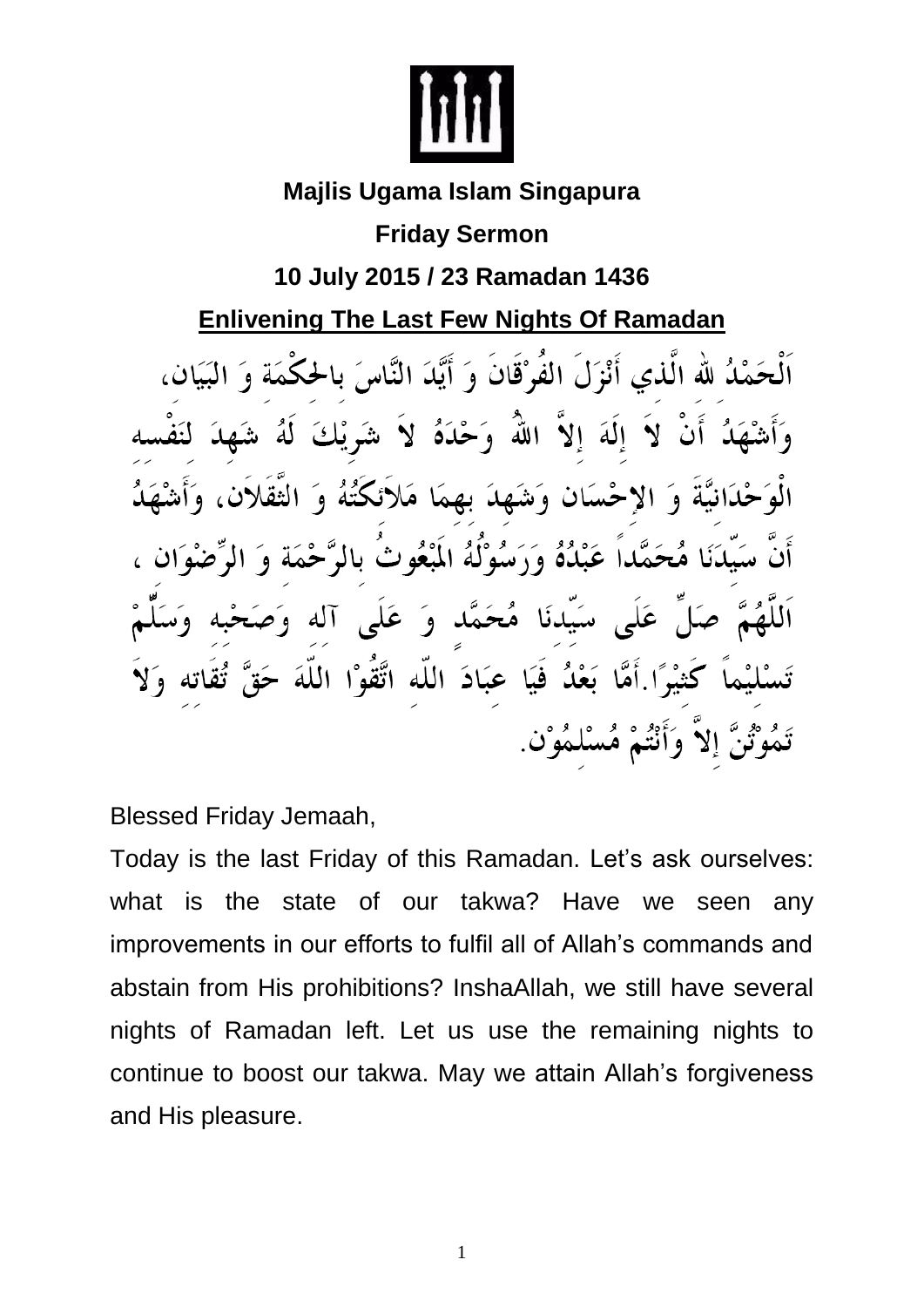**Majlis Ugama Islam Singapura**

**Friday Sermon**

**10 July 2015 / 23 Ramadan 1436**

**Enlivening The Last Few Nights Of Ramadan**

اَلْحَمْدُ للهِ الَّذِي أَنْزَلَ الفُرْقَانَ وَ أَيَّدَ النَّاسَ بالحِكْمَةِ وَ البَيَان، وَأَشْهَدُ أَنْ لاَ إِلَهَ إِلاَّ اللهُ وَحْدَهُ لاَ شَرِيْكَ لَهُ شَهِدَ لِنَفْسِهِ الْوَحْدَانِيَّةَ وَ الإِحْسَان وَشَهِدَ بِهِمَا مَلاَئِكَتُهُ وَ الثَّقَلاَن، وَأَشْهَدُ أَنَّ سَيِّدَنَا مُحَمَّداً عَبْدُهُ وَرَسُوْلُهُ الْمَبْعُوثُ بِالرَّحْمَةِ وَ الرِّضْوَان ، اَللَّهُمَّ صَلِّ عَلَى سَيِّدِنَا مُحَمَّدٍ وَ عَلَى آلِهِ وَصَحْبِهِ وَسَلِّمْ تَسْلِيْماً كَثِيْرًا.أَمَّا بَعْدُ فَيَا عِبَادَ اللّهِ اتَّقُوْا اللّهَ حَقَّ تُقَاتِهِ وَلاَ تَمُوْتُنَّ إِلاَّ وَأَنْتُمْ مُسْلِمُوْن.

Blessed Friday Jemaah,

Today is the last Friday of this Ramadan. Let's ask ourselves: what is the state of our takwa? Have we seen any improvements in our efforts to fulfil all of Allah's commands and abstain from His prohibitions? InshaAllah, we still have several nights of Ramadan left. Let us use the remaining nights to continue to boost our takwa. May we attain Allah's forgiveness and His pleasure.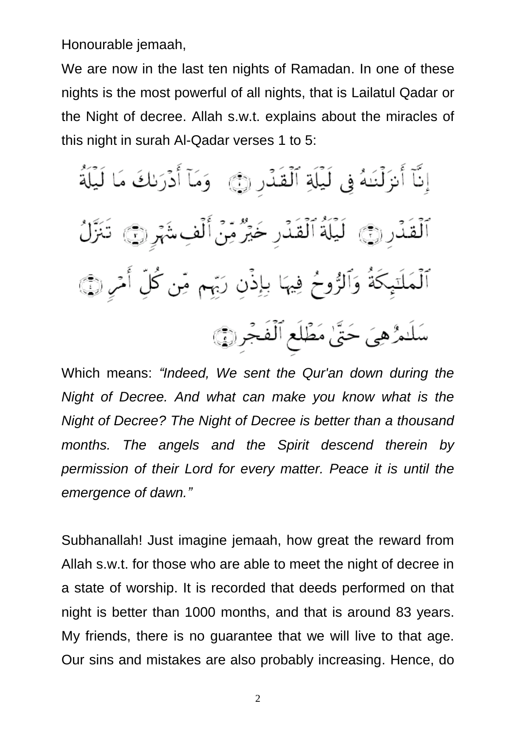Honourable jemaah,

We are now in the last ten nights of Ramadan. In one of these nights is the most powerful of all nights, that is Lailatul Qadar or the Night of decree. Allah s.w.t. explains about the miracles of this night in surah Al-Qadar verses 1 to 5:

إِنَّآ أَنزَلْنَـٰهُ فِى لَيْلَةِ ٱلْقَدْرِ ﴿١﴾ وَمَآ أَدْرَىٰكَ مَا لَيْلَةُ ٱلْقَدْرِ ﴿٢﴾ لَيْلَةُ ٱلْقَدْرِ خَيْرٌ مِّنْ أَلْفِ شَهْرٍ ﴿٣﴾ تَنَزَّلُ ٱلْمَلَـٰٓئِكَةُ وَٱلرُّوحُ فِيهَا بِإِذْنِ رَبِّهِم مِّن كُلِّ أَمْرٍ ﴿٤﴾ سَلَـٰمٌ هِىَ حَتَّىٰ مَطْلَعِ ٱلْفَجْرِ ﴿٥﴾

Which means: *“Indeed, We sent the Qur'an down during the Night of Decree. And what can make you know what is the Night of Decree? The Night of Decree is better than a thousand months. The angels and the Spirit descend therein by permission of their Lord for every matter. Peace it is until the emergence of dawn.”*

Subhanallah! Just imagine jemaah, how great the reward from Allah s.w.t. for those who are able to meet the night of decree in a state of worship. It is recorded that deeds performed on that night is better than 1000 months, and that is around 83 years. My friends, there is no guarantee that we will live to that age. Our sins and mistakes are also probably increasing. Hence, do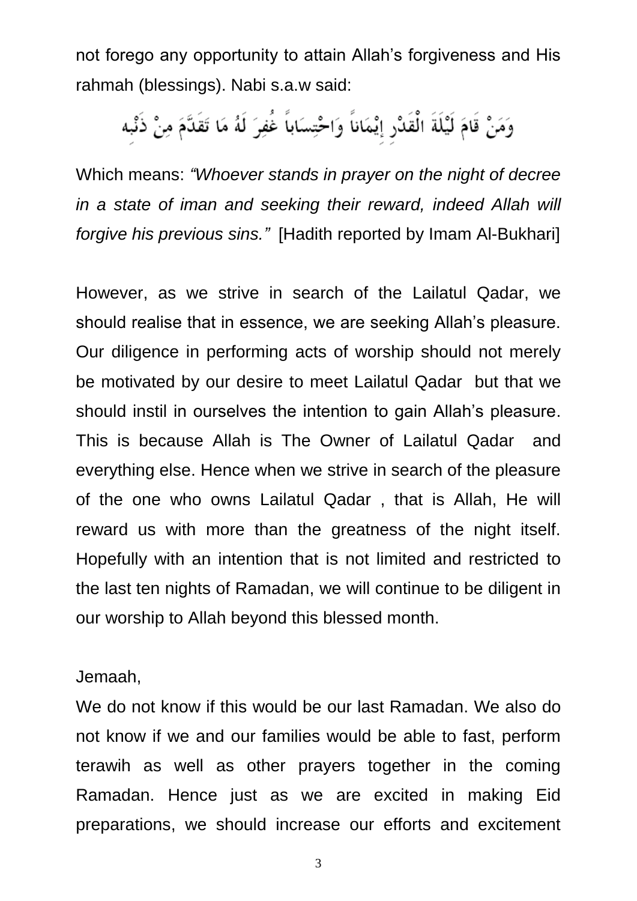not forego any opportunity to attain Allah's forgiveness and His rahmah (blessings). Nabi s.a.w said:

وَمَنْ قَامَ لَيْلَةَ الْقَدْرِ إِيْمَاناً وَاحْتِسَاباً غُفِرَ لَهُ مَا تَقَدَّمَ مِنْ ذَنْبِه

Which means: *"Whoever stands in prayer on the night of decree in a state of iman and seeking their reward, indeed Allah will forgive his previous sins."* [Hadith reported by Imam Al-Bukhari]

However, as we strive in search of the Lailatul Qadar, we should realise that in essence, we are seeking Allah's pleasure. Our diligence in performing acts of worship should not merely be motivated by our desire to meet Lailatul Qadar but that we should instil in ourselves the intention to gain Allah's pleasure. This is because Allah is The Owner of Lailatul Qadar and everything else. Hence when we strive in search of the pleasure of the one who owns Lailatul Qadar , that is Allah, He will reward us with more than the greatness of the night itself. Hopefully with an intention that is not limited and restricted to the last ten nights of Ramadan, we will continue to be diligent in our worship to Allah beyond this blessed month.

Jemaah,

We do not know if this would be our last Ramadan. We also do not know if we and our families would be able to fast, perform terawih as well as other prayers together in the coming Ramadan. Hence just as we are excited in making Eid preparations, we should increase our efforts and excitement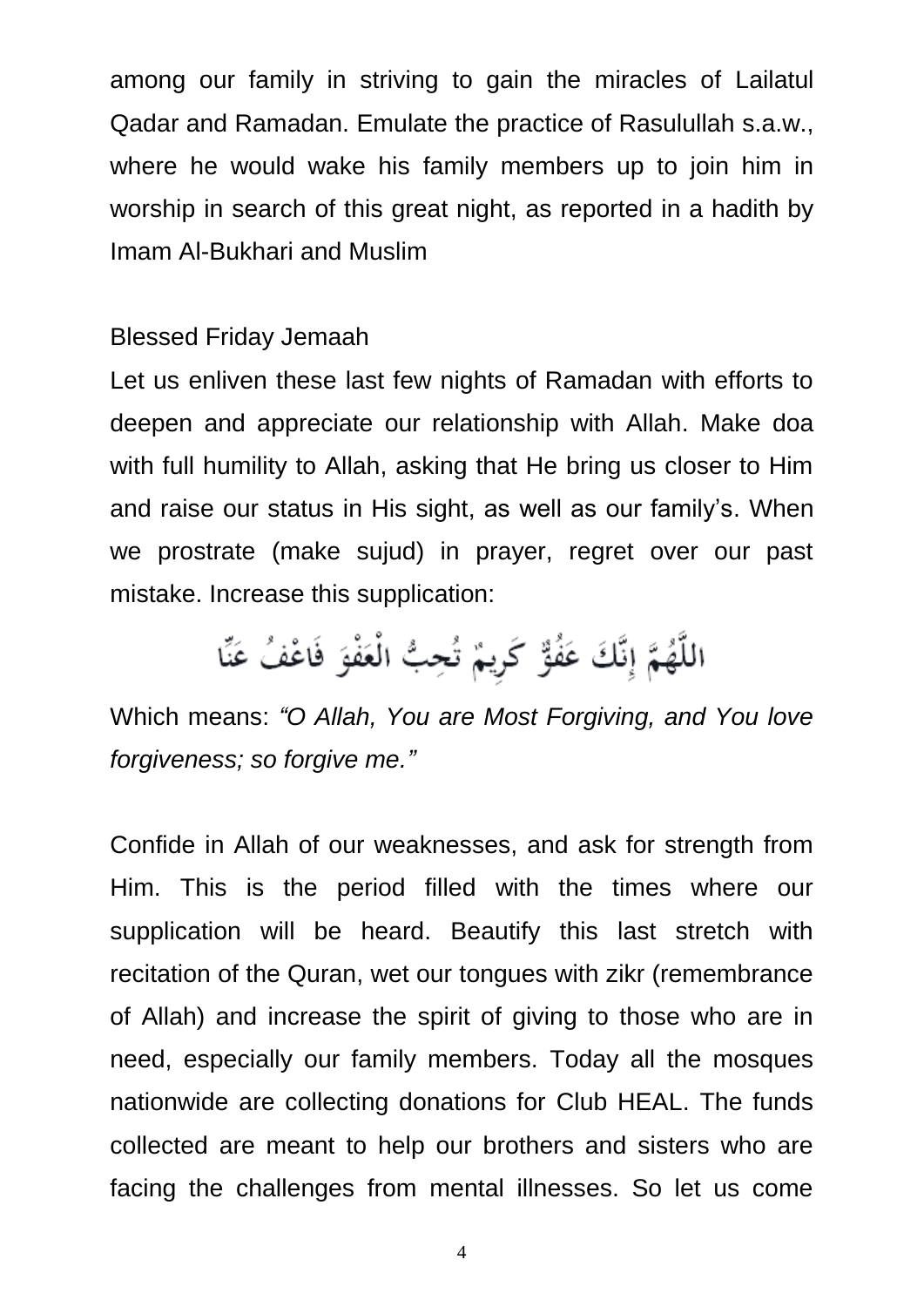among our family in striving to gain the miracles of Lailatul Qadar and Ramadan. Emulate the practice of Rasulullah s.a.w., where he would wake his family members up to join him in worship in search of this great night, as reported in a hadith by Imam Al-Bukhari and Muslim

Blessed Friday Jemaah

Let us enliven these last few nights of Ramadan with efforts to deepen and appreciate our relationship with Allah. Make doa with full humility to Allah, asking that He bring us closer to Him and raise our status in His sight, as well as our family's. When we prostrate (make sujud) in prayer, regret over our past mistake. Increase this supplication:

اللَّهُمَّ إِنَّكَ عَفُوٌّ كَرِيمٌ تُحِبُّ الْعَفْوَ فَاعْفُ عَنَّا

Which means: *"O Allah, You are Most Forgiving, and You love forgiveness; so forgive me."*

Confide in Allah of our weaknesses, and ask for strength from Him. This is the period filled with the times where our supplication will be heard. Beautify this last stretch with recitation of the Quran, wet our tongues with zikr (remembrance of Allah) and increase the spirit of giving to those who are in need, especially our family members. Today all the mosques nationwide are collecting donations for Club HEAL. The funds collected are meant to help our brothers and sisters who are facing the challenges from mental illnesses. So let us come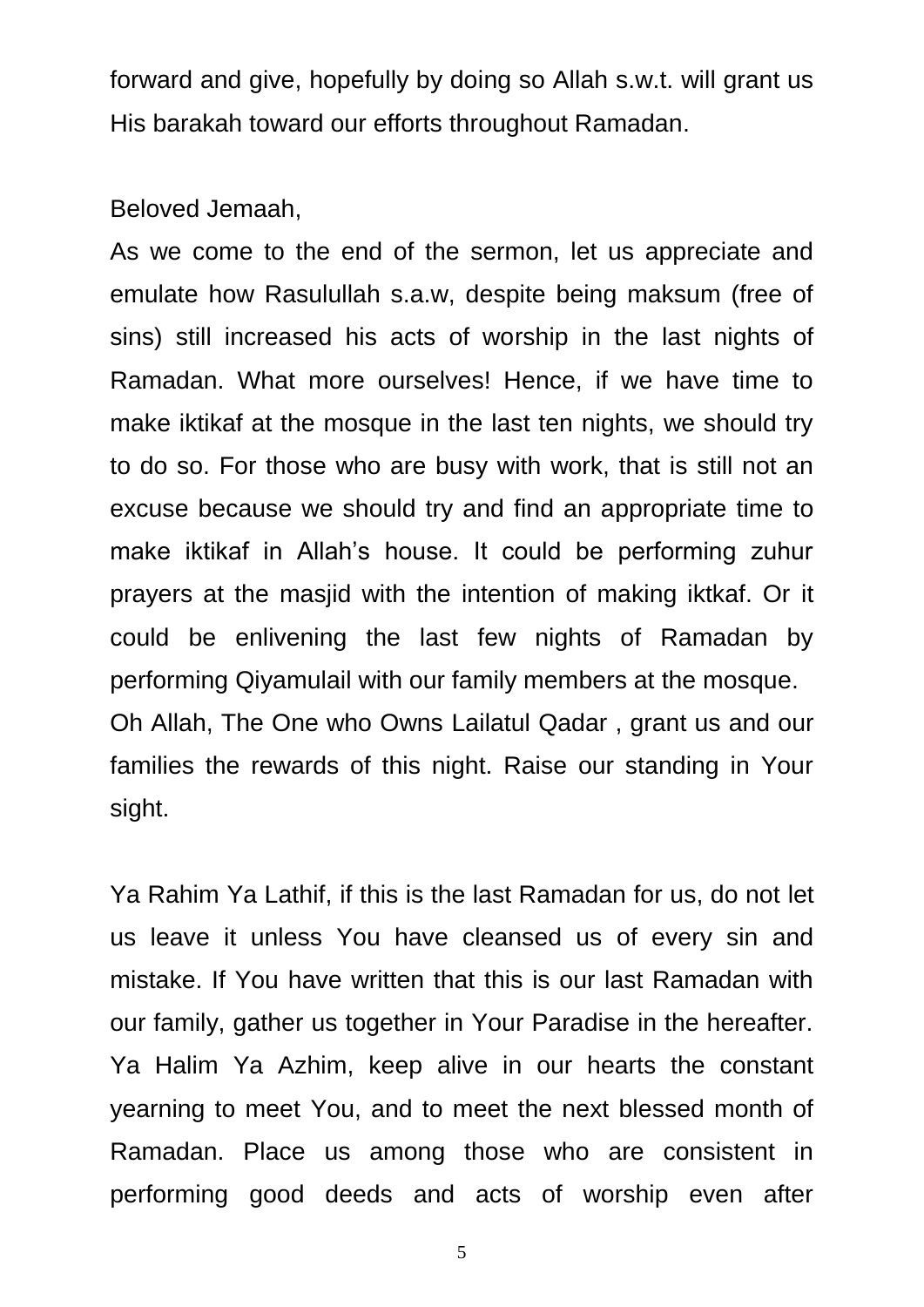forward and give, hopefully by doing so Allah s.w.t. will grant us His barakah toward our efforts throughout Ramadan.

Beloved Jemaah,

As we come to the end of the sermon, let us appreciate and emulate how Rasulullah s.a.w, despite being maksum (free of sins) still increased his acts of worship in the last nights of Ramadan. What more ourselves! Hence, if we have time to make iktikaf at the mosque in the last ten nights, we should try to do so. For those who are busy with work, that is still not an excuse because we should try and find an appropriate time to make iktikaf in Allah's house. It could be performing zuhur prayers at the masjid with the intention of making iktkaf. Or it could be enlivening the last few nights of Ramadan by performing Qiyamulail with our family members at the mosque.
Oh Allah, The One who Owns Lailatul Qadar , grant us and our families the rewards of this night. Raise our standing in Your sight.

Ya Rahim Ya Lathif, if this is the last Ramadan for us, do not let us leave it unless You have cleansed us of every sin and mistake. If You have written that this is our last Ramadan with our family, gather us together in Your Paradise in the hereafter. Ya Halim Ya Azhim, keep alive in our hearts the constant yearning to meet You, and to meet the next blessed month of Ramadan. Place us among those who are consistent in performing good deeds and acts of worship even after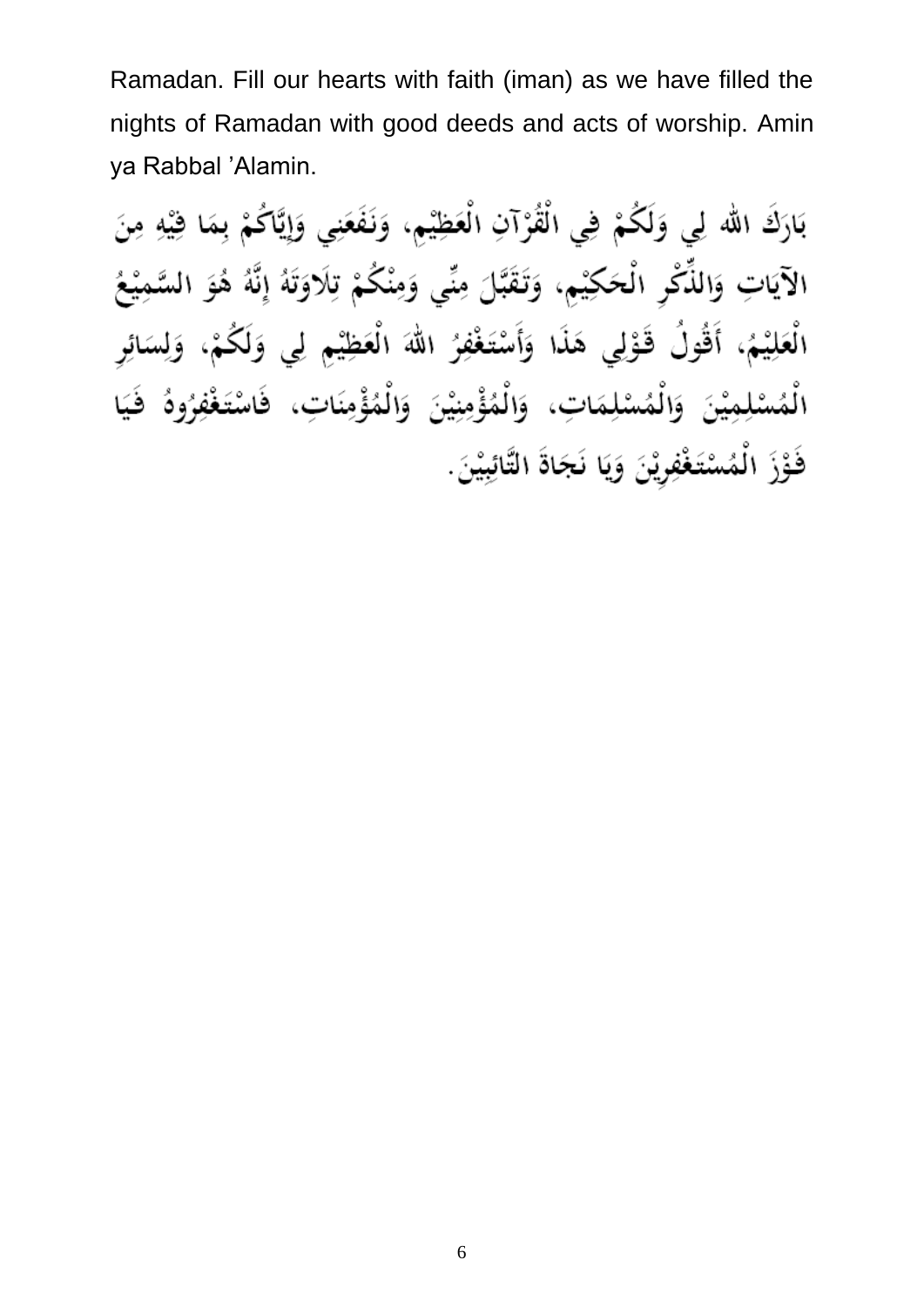Ramadan. Fill our hearts with faith (iman) as we have filled the nights of Ramadan with good deeds and acts of worship. Amin ya Rabbal ’Alamin.

بَارَكَ اللهُ لِي وَلَكُمْ فِي الْقُرْآنِ الْعَظِيْمِ، وَنَفَعَنِي وَإِيَّاكُمْ بِمَا فِيْهِ مِنَ الآيَاتِ وَالذِّكْرِ الْحَكِيْمِ، وَتَقَبَّلَ مِنِّي وَمِنْكُمْ تِلَاوَتَهُ إِنَّهُ هُوَ السَّمِيْعُ الْعَلِيْمُ، أَقُولُ قَوْلِي هَذَا وَأَسْتَغْفِرُ اللهَ الْعَظِيْمَ لِي وَلَكُمْ، وَلِسَائِرِ الْمُسْلِمِيْنَ وَالْمُسْلِمَاتِ، وَالْمُؤْمِنِيْنَ وَالْمُؤْمِنَاتِ، فَاسْتَغْفِرُوهُ فَيَا فَوْزَ الْمُسْتَغْفِرِيْنَ وَيَا نَجَاةَ التَّائِبِيْنَ.